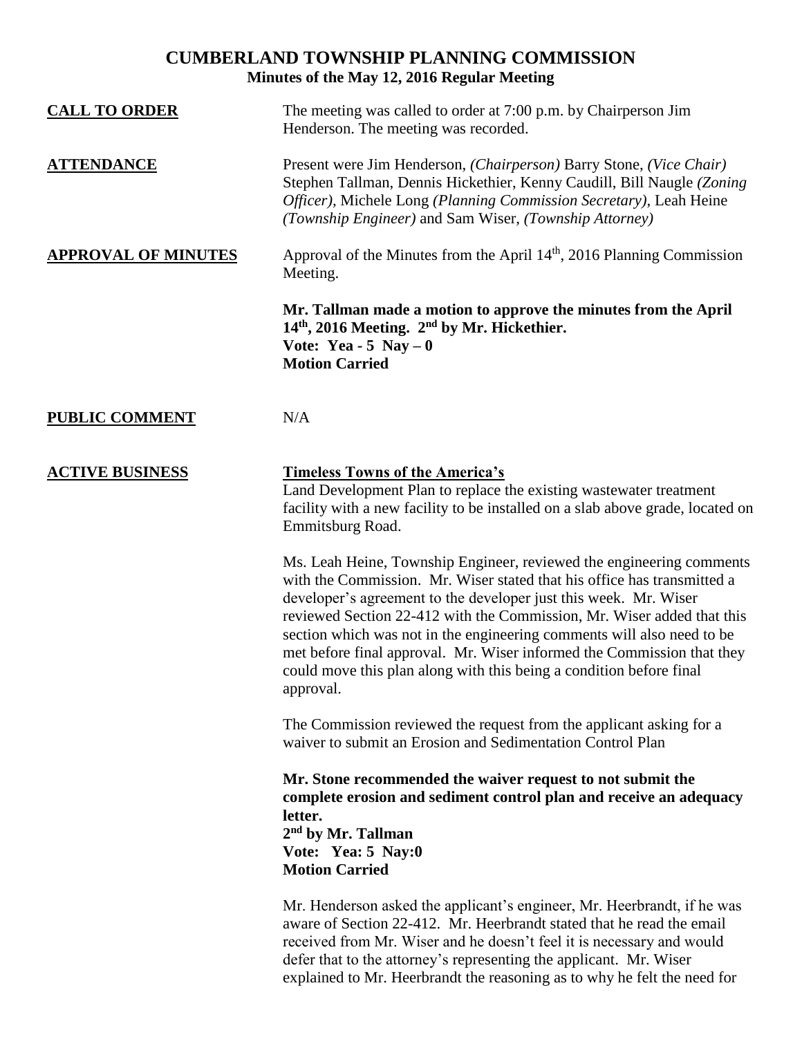# CUMBERLAND TOWNSHIP PLANNING COMMISSION

## Minutes of the May 12, 2016 Regular Meeting

**CALL TO ORDER**

The meeting was called to order at 7:00 p.m. by Chairperson Jim Henderson. The meeting was recorded.

**ATTENDANCE**

Present were Jim Henderson, *(Chairperson)* Barry Stone, *(Vice Chair)* Stephen Tallman, Dennis Hickethier, Kenny Caudill, Bill Naugle *(Zoning Officer)*, Michele Long *(Planning Commission Secretary)*, Leah Heine *(Township Engineer)* and Sam Wiser, *(Township Attorney)*

**APPROVAL OF MINUTES**

Approval of the Minutes from the April 14th, 2016 Planning Commission Meeting.

**Mr. Tallman made a motion to approve the minutes from the April 14th, 2016 Meeting. 2nd by Mr. Hickethier.**
**Vote: Yea - 5 Nay – 0**
**Motion Carried**

**PUBLIC COMMENT**

N/A

**ACTIVE BUSINESS**

**Timeless Towns of the America's**

Land Development Plan to replace the existing wastewater treatment facility with a new facility to be installed on a slab above grade, located on Emmitsburg Road.

Ms. Leah Heine, Township Engineer, reviewed the engineering comments with the Commission. Mr. Wiser stated that his office has transmitted a developer's agreement to the developer just this week. Mr. Wiser reviewed Section 22-412 with the Commission, Mr. Wiser added that this section which was not in the engineering comments will also need to be met before final approval. Mr. Wiser informed the Commission that they could move this plan along with this being a condition before final approval.

The Commission reviewed the request from the applicant asking for a waiver to submit an Erosion and Sedimentation Control Plan

**Mr. Stone recommended the waiver request to not submit the complete erosion and sediment control plan and receive an adequacy letter.**
**2nd by Mr. Tallman**
**Vote: Yea: 5 Nay:0**
**Motion Carried**

Mr. Henderson asked the applicant's engineer, Mr. Heerbrandt, if he was aware of Section 22-412. Mr. Heerbrandt stated that he read the email received from Mr. Wiser and he doesn't feel it is necessary and would defer that to the attorney's representing the applicant. Mr. Wiser explained to Mr. Heerbrandt the reasoning as to why he felt the need for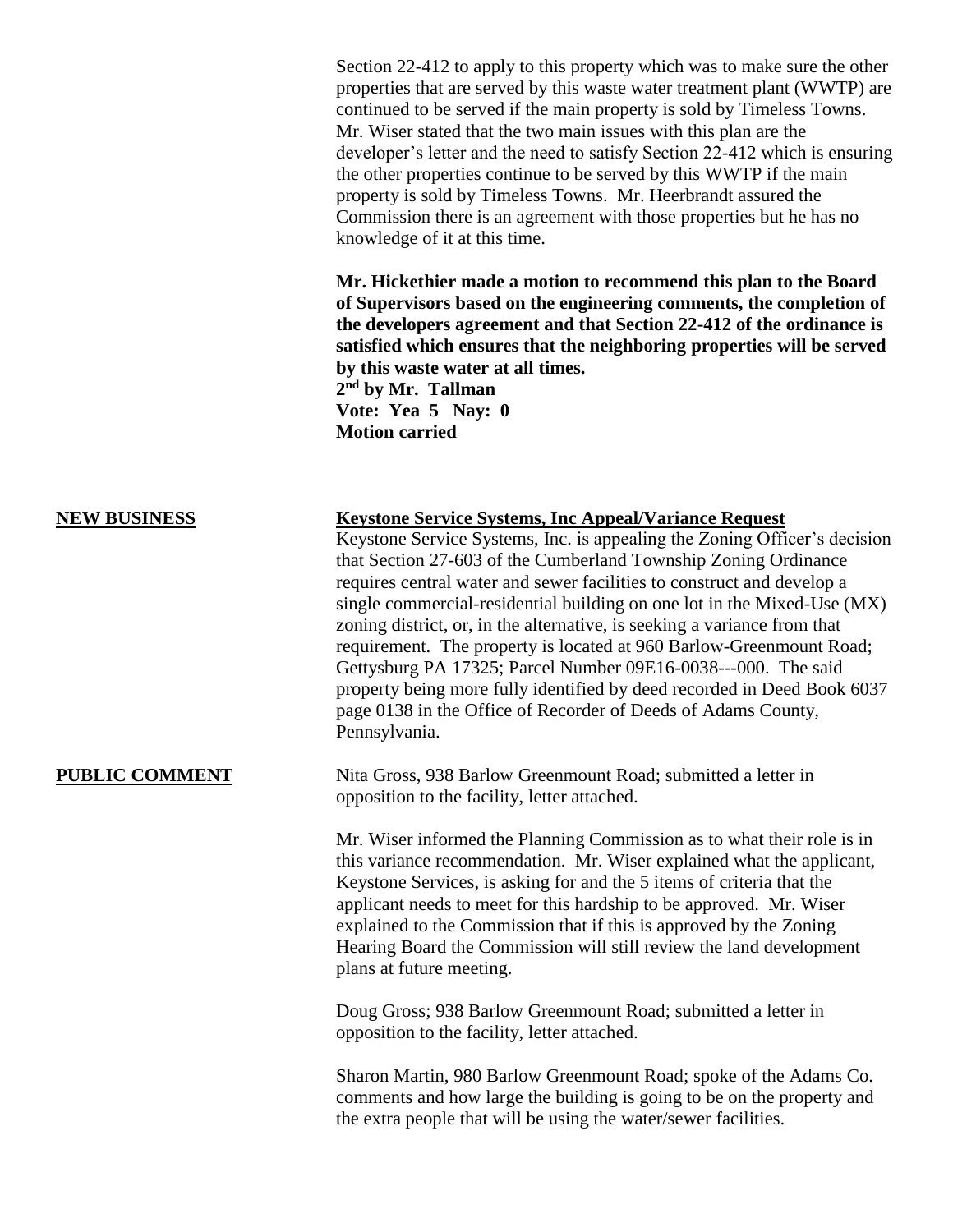Section 22-412 to apply to this property which was to make sure the other properties that are served by this waste water treatment plant (WWTP) are continued to be served if the main property is sold by Timeless Towns. Mr. Wiser stated that the two main issues with this plan are the developer's letter and the need to satisfy Section 22-412 which is ensuring the other properties continue to be served by this WWTP if the main property is sold by Timeless Towns. Mr. Heerbrandt assured the Commission there is an agreement with those properties but he has no knowledge of it at this time.

**Mr. Hickethier made a motion to recommend this plan to the Board of Supervisors based on the engineering comments, the completion of the developers agreement and that Section 22-412 of the ordinance is satisfied which ensures that the neighboring properties will be served by this waste water at all times.**
**2nd by Mr. Tallman**
**Vote: Yea 5 Nay: 0**
**Motion carried**

**NEW BUSINESS**

**Keystone Service Systems, Inc Appeal/Variance Request**

Keystone Service Systems, Inc. is appealing the Zoning Officer's decision that Section 27-603 of the Cumberland Township Zoning Ordinance requires central water and sewer facilities to construct and develop a single commercial-residential building on one lot in the Mixed-Use (MX) zoning district, or, in the alternative, is seeking a variance from that requirement. The property is located at 960 Barlow-Greenmount Road; Gettysburg PA 17325; Parcel Number 09E16-0038---000. The said property being more fully identified by deed recorded in Deed Book 6037 page 0138 in the Office of Recorder of Deeds of Adams County, Pennsylvania.

**PUBLIC COMMENT**

Nita Gross, 938 Barlow Greenmount Road; submitted a letter in opposition to the facility, letter attached.

Mr. Wiser informed the Planning Commission as to what their role is in this variance recommendation. Mr. Wiser explained what the applicant, Keystone Services, is asking for and the 5 items of criteria that the applicant needs to meet for this hardship to be approved. Mr. Wiser explained to the Commission that if this is approved by the Zoning Hearing Board the Commission will still review the land development plans at future meeting.

Doug Gross; 938 Barlow Greenmount Road; submitted a letter in opposition to the facility, letter attached.

Sharon Martin, 980 Barlow Greenmount Road; spoke of the Adams Co. comments and how large the building is going to be on the property and the extra people that will be using the water/sewer facilities.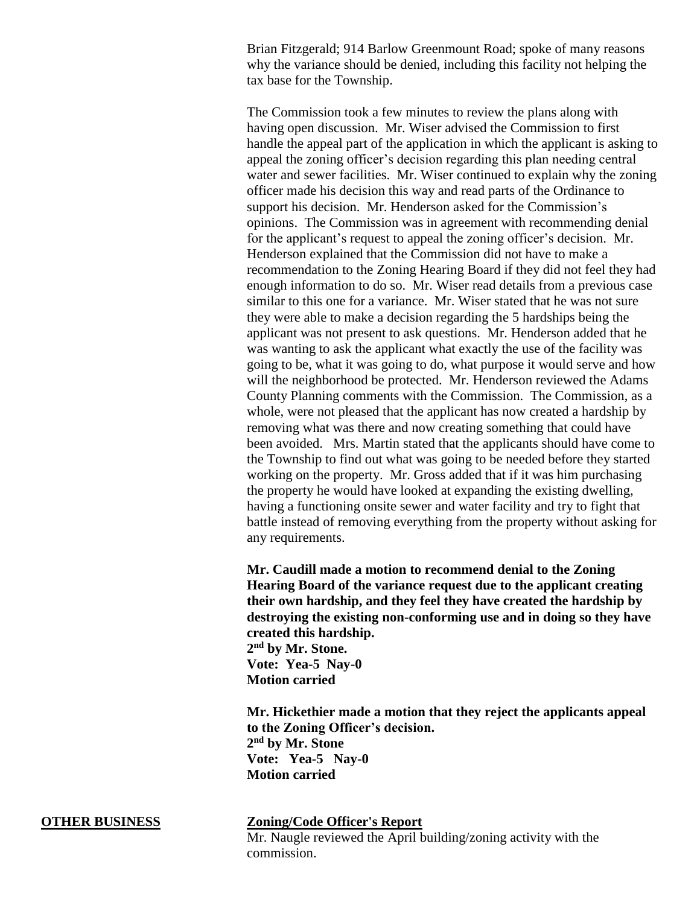Brian Fitzgerald; 914 Barlow Greenmount Road; spoke of many reasons why the variance should be denied, including this facility not helping the tax base for the Township.

The Commission took a few minutes to review the plans along with having open discussion. Mr. Wiser advised the Commission to first handle the appeal part of the application in which the applicant is asking to appeal the zoning officer's decision regarding this plan needing central water and sewer facilities. Mr. Wiser continued to explain why the zoning officer made his decision this way and read parts of the Ordinance to support his decision. Mr. Henderson asked for the Commission's opinions. The Commission was in agreement with recommending denial for the applicant's request to appeal the zoning officer's decision. Mr. Henderson explained that the Commission did not have to make a recommendation to the Zoning Hearing Board if they did not feel they had enough information to do so. Mr. Wiser read details from a previous case similar to this one for a variance. Mr. Wiser stated that he was not sure they were able to make a decision regarding the 5 hardships being the applicant was not present to ask questions. Mr. Henderson added that he was wanting to ask the applicant what exactly the use of the facility was going to be, what it was going to do, what purpose it would serve and how will the neighborhood be protected. Mr. Henderson reviewed the Adams County Planning comments with the Commission. The Commission, as a whole, were not pleased that the applicant has now created a hardship by removing what was there and now creating something that could have been avoided. Mrs. Martin stated that the applicants should have come to the Township to find out what was going to be needed before they started working on the property. Mr. Gross added that if it was him purchasing the property he would have looked at expanding the existing dwelling, having a functioning onsite sewer and water facility and try to fight that battle instead of removing everything from the property without asking for any requirements.

**Mr. Caudill made a motion to recommend denial to the Zoning Hearing Board of the variance request due to the applicant creating their own hardship, and they feel they have created the hardship by destroying the existing non-conforming use and in doing so they have created this hardship.**
**2nd by Mr. Stone.**
**Vote: Yea-5 Nay-0**
**Motion carried**

**Mr. Hickethier made a motion that they reject the applicants appeal to the Zoning Officer's decision.**
**2nd by Mr. Stone**
**Vote: Yea-5 Nay-0**
**Motion carried**

## OTHER BUSINESS

### Zoning/Code Officer's Report

Mr. Naugle reviewed the April building/zoning activity with the commission.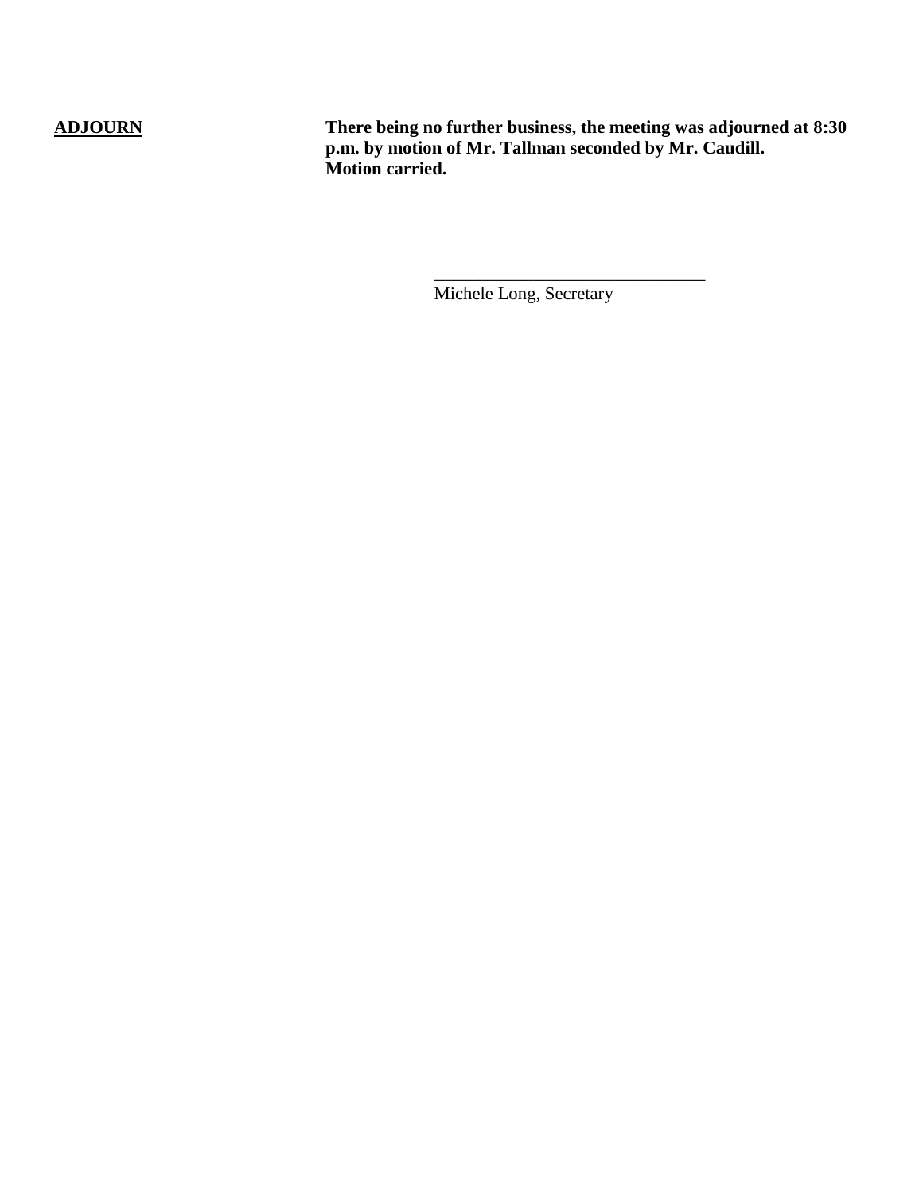<u>**ADJOURN**</u>

**There being no further business, the meeting was adjourned at 8:30 p.m. by motion of Mr. Tallman seconded by Mr. Caudill. Motion carried.**

\_\_\_\_\_\_\_\_\_\_\_\_\_\_\_\_\_\_\_\_\_\_\_\_\_\_\_\_\_\_\_\_

Michele Long, Secretary